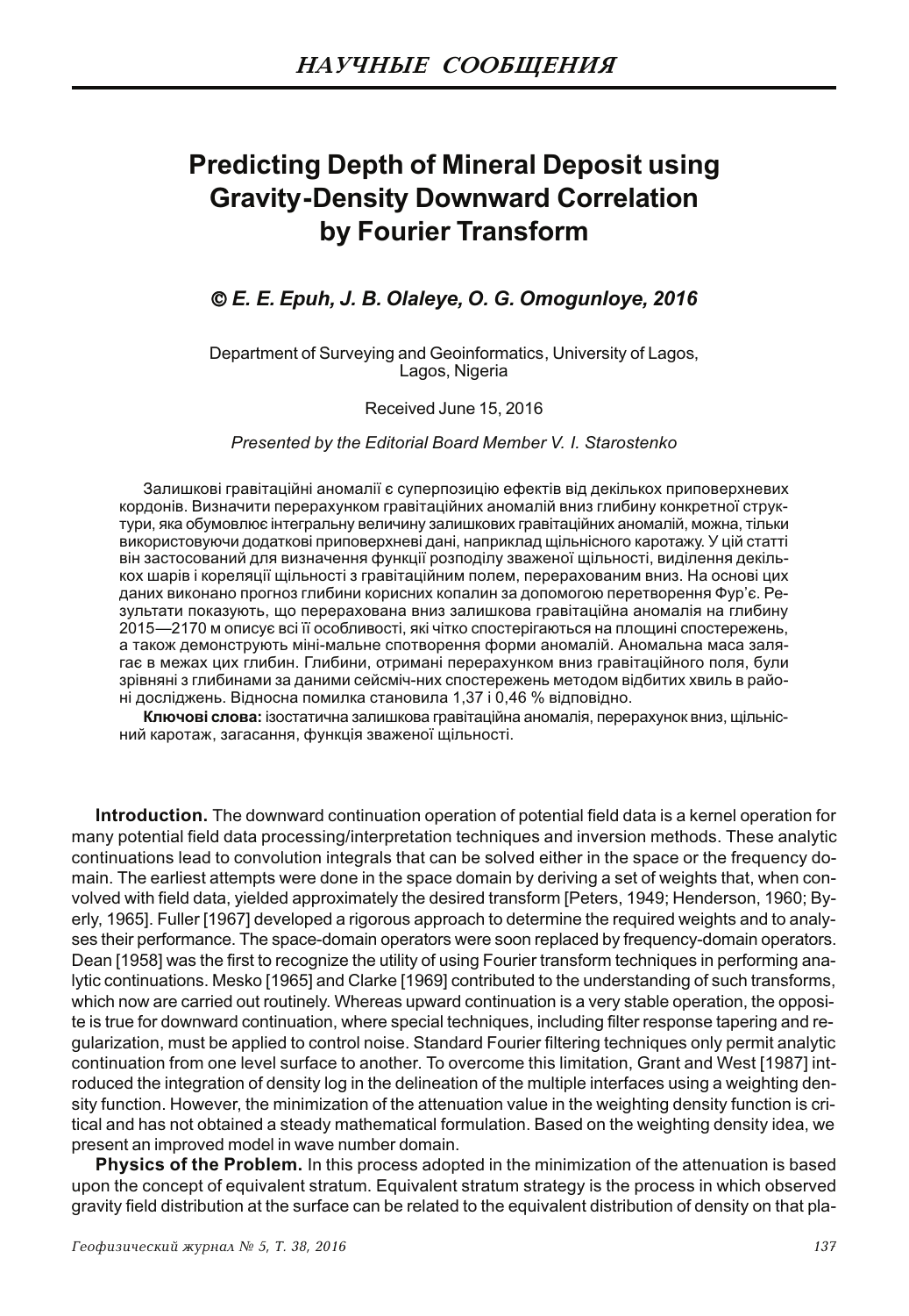# Predicting Depth of Mineral Deposit using Gravity-Density Downward Correlation by Fourier Transform

***© E. E. Epuh, J. B. Olaleye, O. G. Omogunloye, 2016***

Department of Surveying and Geoinformatics, University of Lagos, Lagos, Nigeria

Received June 15, 2016

*Presented by the Editorial Board Member V. I. Starostenko*

Залишкові гравітаційні аномалії є суперпозицію ефектів від декількох приповерхневих кордонів. Визначити перерахунком гравітаційних аномалій вниз глибину конкретної структури, яка обумовлює інтегральну величину залишкових гравітаційних аномалій, можна, тільки використовуючи додаткові приповерхневі дані, наприклад щільнісного каротажу. У цій статті він застосований для визначення функції розподілу зваженої щільності, виділення декількох шарів і кореляції щільності з гравітаційним полем, перерахованим вниз. На основі цих даних виконано прогноз глибини корисних копалин за допомогою перетворення Фур'є. Результати показують, що перерахована вниз залишкова гравітаційна аномалія на глибину 2015—2170 м описує всі її особливості, які чітко спостерігаються на площині спостережень, а також демонструють міні-мальне спотворення форми аномалій. Аномальна маса залягає в межах цих глибин. Глибини, отримані перерахунком вниз гравітаційного поля, були зрівняні з глибинами за даними сейсміч-них спостережень методом відбитих хвиль в районі досліджень. Відносна помилка становила 1,37 і 0,46 % відповідно.

**Ключові слова:** ізостатична залишкова гравітаційна аномалія, перерахунок вниз, щільнісний каротаж, загасання, функція зваженої щільності.

**Introduction.** The downward continuation operation of potential field data is a kernel operation for many potential field data processing/interpretation techniques and inversion methods. These analytic continuations lead to convolution integrals that can be solved either in the space or the frequency domain. The earliest attempts were done in the space domain by deriving a set of weights that, when convolved with field data, yielded approximately the desired transform [Peters, 1949; Henderson, 1960; Byerly, 1965]. Fuller [1967] developed a rigorous approach to determine the required weights and to analyses their performance. The space-domain operators were soon replaced by frequency-domain operators. Dean [1958] was the first to recognize the utility of using Fourier transform techniques in performing analytic continuations. Mesko [1965] and Clarke [1969] contributed to the understanding of such transforms, which now are carried out routinely. Whereas upward continuation is a very stable operation, the opposite is true for downward continuation, where special techniques, including filter response tapering and regularization, must be applied to control noise. Standard Fourier filtering techniques only permit analytic continuation from one level surface to another. To overcome this limitation, Grant and West [1987] introduced the integration of density log in the delineation of the multiple interfaces using a weighting density function. However, the minimization of the attenuation value in the weighting density function is critical and has not obtained a steady mathematical formulation. Based on the weighting density idea, we present an improved model in wave number domain.

**Physics of the Problem.** In this process adopted in the minimization of the attenuation is based upon the concept of equivalent stratum. Equivalent stratum strategy is the process in which observed gravity field distribution at the surface can be related to the equivalent distribution of density on that pla-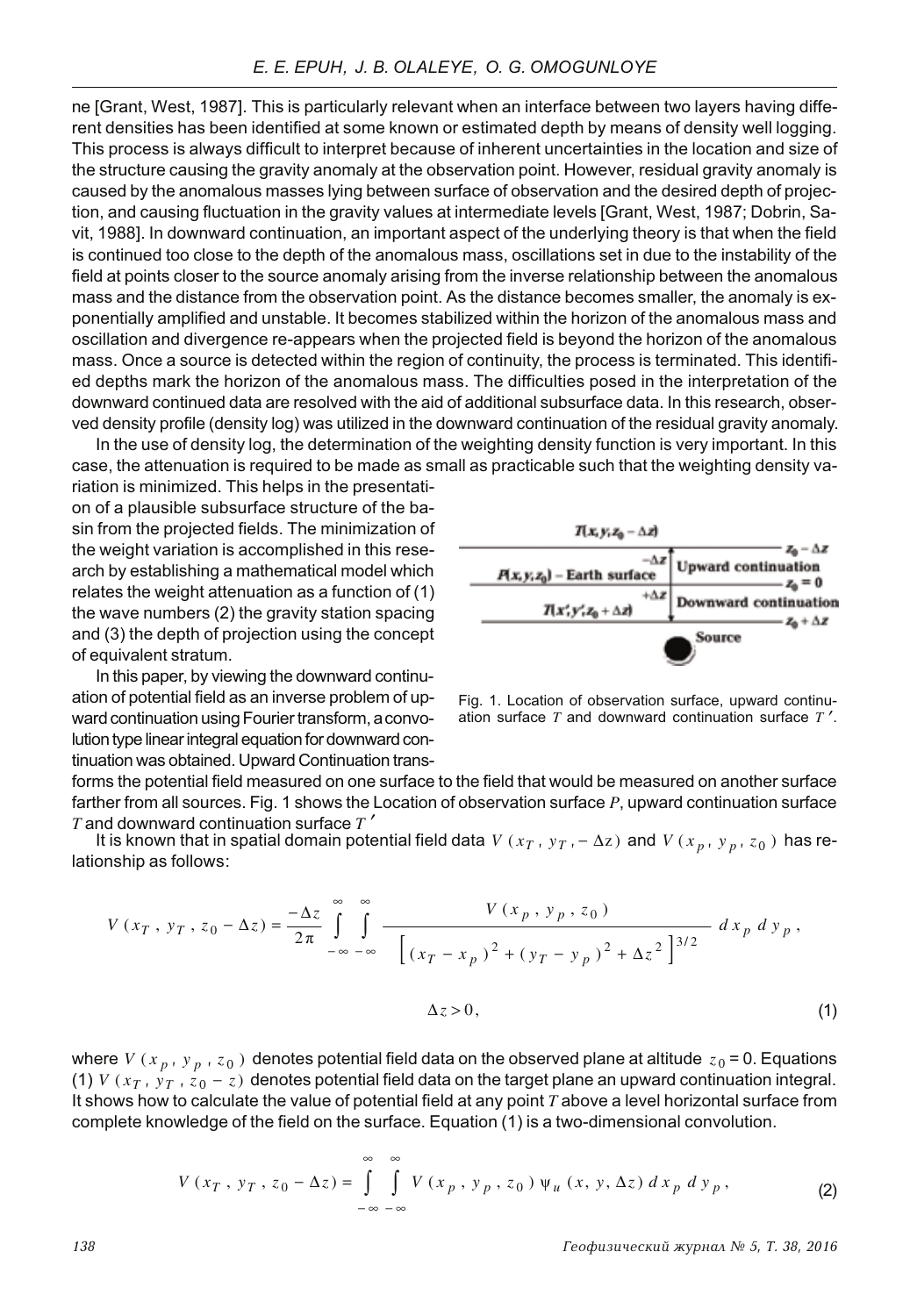ne [Grant, West, 1987]. This is particularly relevant when an interface between two layers having different densities has been identified at some known or estimated depth by means of density well logging. This process is always difficult to interpret because of inherent uncertainties in the location and size of the structure causing the gravity anomaly at the observation point. However, residual gravity anomaly is caused by the anomalous masses lying between surface of observation and the desired depth of projection, and causing fluctuation in the gravity values at intermediate levels [Grant, West, 1987; Dobrin, Savit, 1988]. In downward continuation, an important aspect of the underlying theory is that when the field is continued too close to the depth of the anomalous mass, oscillations set in due to the instability of the field at points closer to the source anomaly arising from the inverse relationship between the anomalous mass and the distance from the observation point. As the distance becomes smaller, the anomaly is exponentially amplified and unstable. It becomes stabilized within the horizon of the anomalous mass and oscillation and divergence re-appears when the projected field is beyond the horizon of the anomalous mass. Once a source is detected within the region of continuity, the process is terminated. This identified depths mark the horizon of the anomalous mass. The difficulties posed in the interpretation of the downward continued data are resolved with the aid of additional subsurface data. In this research, observed density profile (density log) was utilized in the downward continuation of the residual gravity anomaly.

In the use of density log, the determination of the weighting density function is very important. In this case, the attenuation is required to be made as small as practicable such that the weighting density variation is minimized. This helps in the presentation of a plausible subsurface structure of the basin from the projected fields. The minimization of the weight variation is accomplished in this research by establishing a mathematical model which relates the weight attenuation as a function of (1) the wave numbers (2) the gravity station spacing and (3) the depth of projection using the concept of equivalent stratum.

In this paper, by viewing the downward continuation of potential field as an inverse problem of upward continuation using Fourier transform, a convolution type linear integral equation for downward continuation was obtained. Upward Continuation transforms the potential field measured on one surface to the field that would be measured on another surface farther from all sources. Fig. 1 shows the Location of observation surface $P$, upward continuation surface $T$ and downward continuation surface $T'$

Fig. 1. Location of observation surface, upward continuation surface $T$ and downward continuation surface $T'$.

It is known that in spatial domain potential field data $V(x_T, y_T, -\Delta z)$ and $V(x_p, y_p, z_0)$ has relationship as follows:

$$V(x_T, y_T, z_0 - \Delta z) = \frac{-\Delta z}{2\pi} \int_{-\infty}^{\infty} \int_{-\infty}^{\infty} \frac{V(x_p, y_p, z_0)}{\left[(x_T - x_p)^2 + (y_T - y_p)^2 + \Delta z^2\right]^{3/2}} \, dx_p \, dy_p,$$

$$\Delta z > 0, \tag{1}$$

where $V(x_p, y_p, z_0)$ denotes potential field data on the observed plane at altitude $z_0 = 0$. Equations (1) $V(x_T, y_T, z_0 - z)$ denotes potential field data on the target plane an upward continuation integral. It shows how to calculate the value of potential field at any point $T$ above a level horizontal surface from complete knowledge of the field on the surface. Equation (1) is a two-dimensional convolution.

$$V(x_T, y_T, z_0 - \Delta z) = \int_{-\infty}^{\infty} \int_{-\infty}^{\infty} V(x_p, y_p, z_0) \, \psi_u(x, y, \Delta z) \, dx_p \, dy_p, \tag{2}$$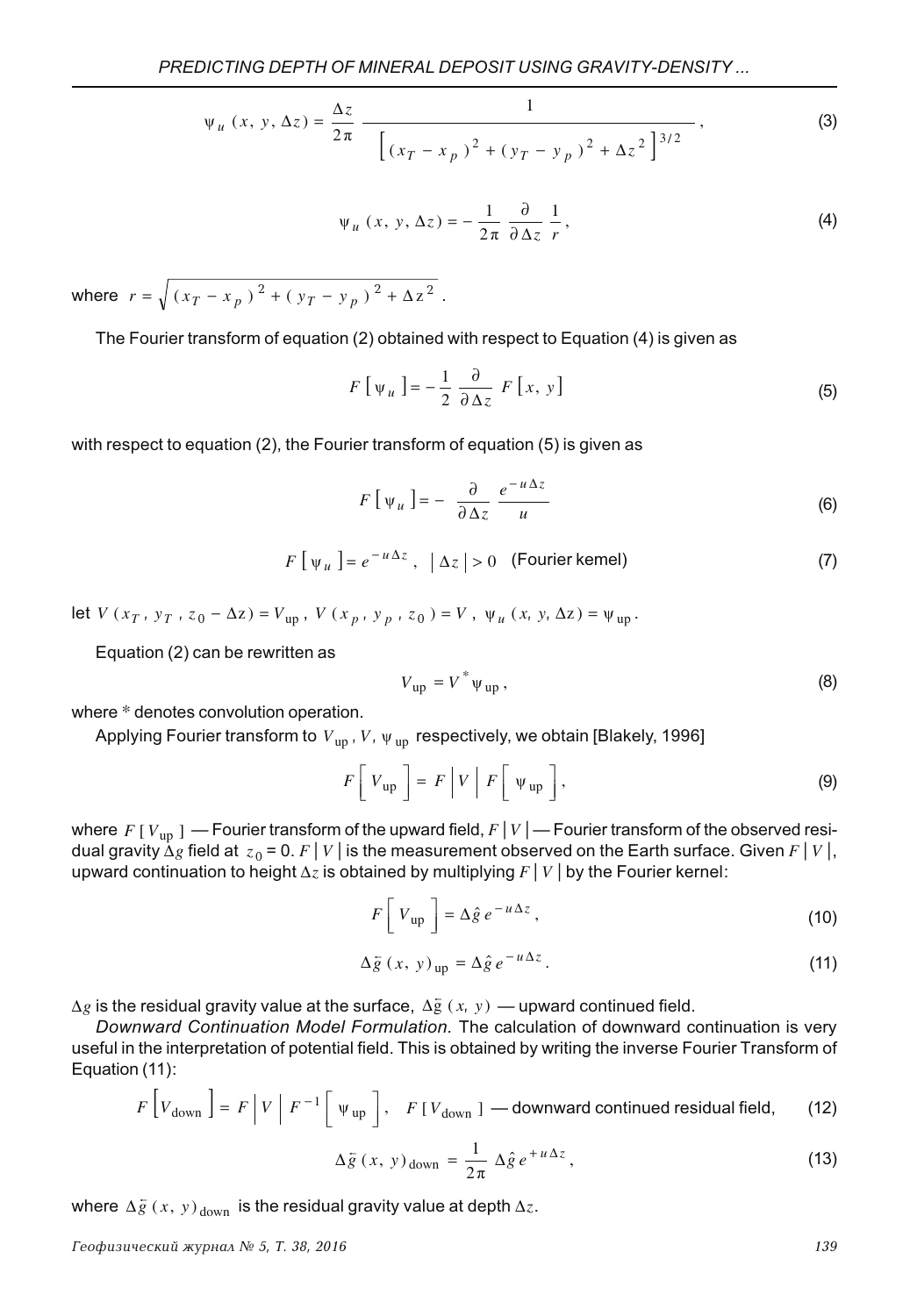$$\psi_u(x, y, \Delta z) = \frac{\Delta z}{2\pi} \frac{1}{\left[(x_T - x_p)^2 + (y_T - y_p)^2 + \Delta z^2\right]^{3/2}}, \tag{3}$$

$$\psi_u(x, y, \Delta z) = -\frac{1}{2\pi} \frac{\partial}{\partial \Delta z} \frac{1}{r}, \tag{4}$$

where $r = \sqrt{(x_T - x_p)^2 + (y_T - y_p)^2 + \Delta z^2}$.

The Fourier transform of equation (2) obtained with respect to Equation (4) is given as

$$F\left[\psi_u\right] = -\frac{1}{2} \frac{\partial}{\partial \Delta z} F\left[x, y\right] \tag{5}$$

with respect to equation (2), the Fourier transform of equation (5) is given as

$$F\left[\psi_u\right] = -\frac{\partial}{\partial \Delta z} \frac{e^{-u\Delta z}}{u} \tag{6}$$

$$F\left[\psi_u\right] = e^{-u\Delta z}, \quad |\Delta z| > 0 \quad \text{(Fourier kemel)} \tag{7}$$

let $V(x_T, y_T, z_0 - \Delta z) = V_{\text{up}}$, $V(x_p, y_p, z_0) = V$, $\psi_u(x, y, \Delta z) = \psi_{\text{up}}$.

Equation (2) can be rewritten as

$$V_{\text{up}} = V^* \psi_{\text{up}}, \tag{8}$$

where * denotes convolution operation.

Applying Fourier transform to $V_{\text{up}}$, $V$, $\psi_{\text{up}}$ respectively, we obtain [Blakely, 1996]

$$F\left[V_{\text{up}}\right] = F\left|V\right| F\left[\psi_{\text{up}}\right], \tag{9}$$

where $F[V_{\text{up}}]$ — Fourier transform of the upward field, $F|V|$ — Fourier transform of the observed residual gravity $\Delta g$ field at $z_0 = 0$. $F|V|$ is the measurement observed on the Earth surface. Given $F|V|$, upward continuation to height $\Delta z$ is obtained by multiplying $F|V|$ by the Fourier kernel:

$$F\left[V_{\text{up}}\right] = \Delta\hat{g}\, e^{-u\Delta z}, \tag{10}$$

$$\Delta\bar{g}(x, y)_{\text{up}} = \Delta\hat{g}\, e^{-u\Delta z}. \tag{11}$$

$\Delta g$ is the residual gravity value at the surface, $\Delta\bar{g}(x, y)$ — upward continued field.

*Downward Continuation Model Formulation.* The calculation of downward continuation is very useful in the interpretation of potential field. This is obtained by writing the inverse Fourier Transform of Equation (11):

$$F\left[V_{\text{down}}\right] = F\left|V\right| F^{-1}\left[\psi_{\text{up}}\right], \quad F[V_{\text{down}}] \text{ — downward continued residual field,} \tag{12}$$

$$\Delta\bar{g}(x, y)_{\text{down}} = \frac{1}{2\pi} \Delta\hat{g}\, e^{+u\Delta z}, \tag{13}$$

where $\Delta\bar{g}(x, y)_{\text{down}}$ is the residual gravity value at depth $\Delta z$.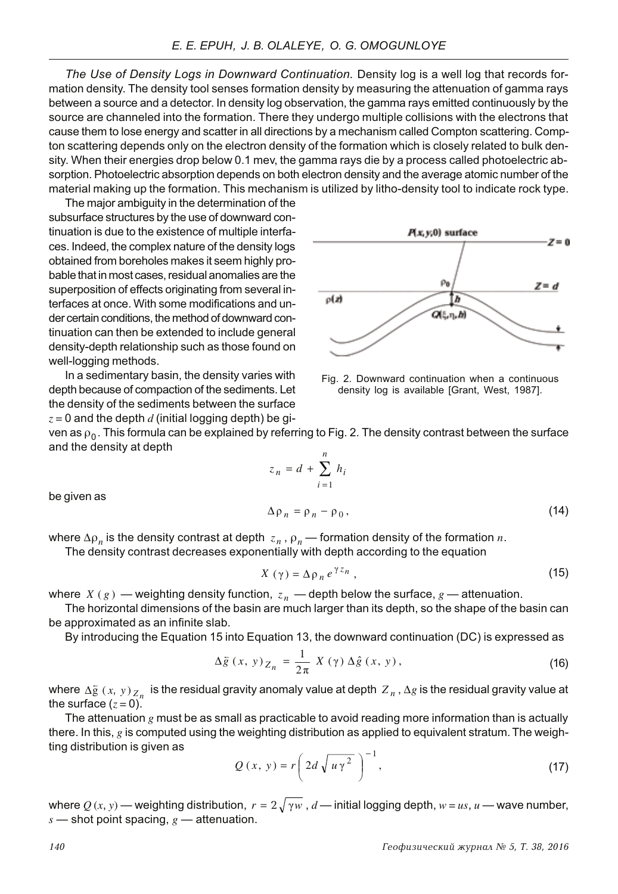*The Use of Density Logs in Downward Continuation.* Density log is a well log that records formation density. The density tool senses formation density by measuring the attenuation of gamma rays between a source and a detector. In density log observation, the gamma rays emitted continuously by the source are channeled into the formation. There they undergo multiple collisions with the electrons that cause them to lose energy and scatter in all directions by a mechanism called Compton scattering. Compton scattering depends only on the electron density of the formation which is closely related to bulk density. When their energies drop below 0.1 mev, the gamma rays die by a process called photoelectric absorption. Photoelectric absorption depends on both electron density and the average atomic number of the material making up the formation. This mechanism is utilized by litho-density tool to indicate rock type.

The major ambiguity in the determination of the subsurface structures by the use of downward continuation is due to the existence of multiple interfaces. Indeed, the complex nature of the density logs obtained from boreholes makes it seem highly probable that in most cases, residual anomalies are the superposition of effects originating from several interfaces at once. With some modifications and under certain conditions, the method of downward continuation can then be extended to include general density-depth relationship such as those found on well-logging methods.

Fig. 2. Downward continuation when a continuous density log is available [Grant, West, 1987].

In a sedimentary basin, the density varies with depth because of compaction of the sediments. Let the density of the sediments between the surface $z = 0$ and the depth $d$ (initial logging depth) be given as $\rho_0$. This formula can be explained by referring to Fig. 2. The density contrast between the surface and the density at depth

$$z_n = d + \sum_{i=1}^{n} h_i$$

be given as

$$\Delta\rho_n = \rho_n - \rho_0, \tag{14}$$

where $\Delta\rho_n$ is the density contrast at depth $z_n$, $\rho_n$ — formation density of the formation $n$.

The density contrast decreases exponentially with depth according to the equation

$$X(\gamma) = \Delta\rho_n e^{\gamma z_n}, \tag{15}$$

where $X(g)$ — weighting density function, $z_n$ — depth below the surface, $g$ — attenuation.

The horizontal dimensions of the basin are much larger than its depth, so the shape of the basin can be approximated as an infinite slab.

By introducing the Equation 15 into Equation 13, the downward continuation (DC) is expressed as

$$\Delta\bar{g}(x, y)_{Z_n} = \frac{1}{2\pi} X(\gamma) \Delta\hat{g}(x, y), \tag{16}$$

where $\Delta\bar{g}(x, y)_{Z_n}$ is the residual gravity anomaly value at depth $Z_n$, $\Delta g$ is the residual gravity value at the surface ($z = 0$).

The attenuation $g$ must be as small as practicable to avoid reading more information than is actually there. In this, $g$ is computed using the weighting distribution as applied to equivalent stratum. The weighting distribution is given as

$$Q(x, y) = r\left(2d\sqrt{u\gamma^2}\right)^{-1}, \tag{17}$$

where $Q(x, y)$ — weighting distribution, $r = 2\sqrt{\gamma w}$, $d$ — initial logging depth, $w = us$, $u$ — wave number, $s$ — shot point spacing, $g$ — attenuation.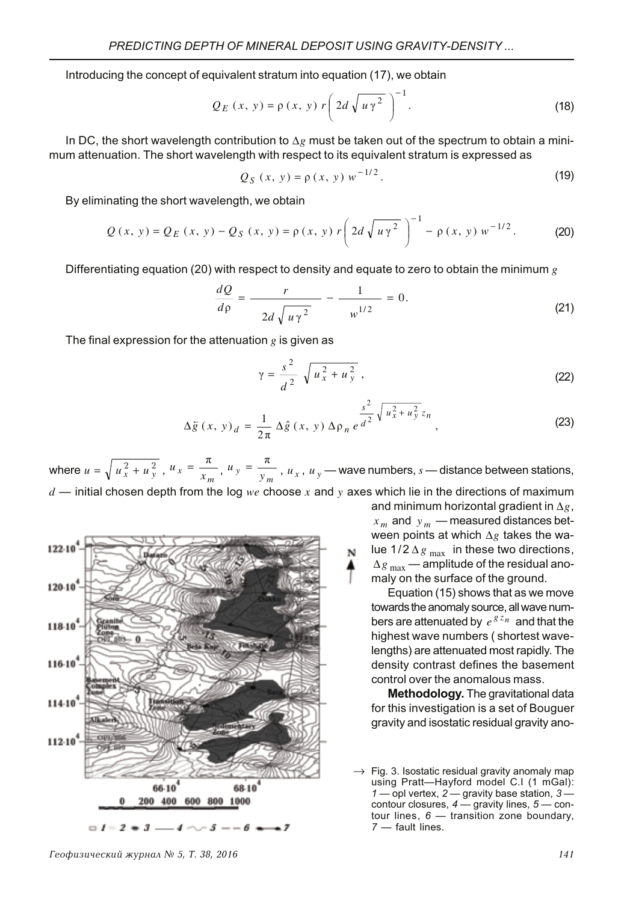Introducing the concept of equivalent stratum into equation (17), we obtain

$$Q_E(x, y) = \rho(x, y)\, r \left( 2d \sqrt{u \gamma^2} \right)^{-1}. \tag{18}$$

In DC, the short wavelength contribution to $\Delta g$ must be taken out of the spectrum to obtain a minimum attenuation. The short wavelength with respect to its equivalent stratum is expressed as

$$Q_S(x, y) = \rho(x, y)\, w^{-1/2}. \tag{19}$$

By eliminating the short wavelength, we obtain

$$Q(x, y) = Q_E(x, y) - Q_S(x, y) = \rho(x, y)\, r \left( 2d \sqrt{u \gamma^2} \right)^{-1} - \rho(x, y)\, w^{-1/2}. \tag{20}$$

Differentiating equation (20) with respect to density and equate to zero to obtain the minimum $g$

$$\frac{dQ}{d\rho} = \frac{r}{2d \sqrt{u \gamma^2}} - \frac{1}{w^{1/2}} = 0. \tag{21}$$

The final expression for the attenuation $g$ is given as

$$\gamma = \frac{s^2}{d^2} \sqrt{u_x^2 + u_y^2}, \tag{22}$$

$$\Delta \breve{g}(x, y)_d = \frac{1}{2\pi} \Delta \hat{g}(x, y)\, \Delta \rho_n\, e^{\frac{s^2}{d^2} \sqrt{u_x^2 + u_y^2}\, z_n}, \tag{23}$$

where $u = \sqrt{u_x^2 + u_y^2}$, $u_x = \frac{\pi}{x_m}$, $u_y = \frac{\pi}{y_m}$, $u_x$, $u_y$ — wave numbers, $s$ — distance between stations, $d$ — initial chosen depth from the log *we* choose $x$ and $y$ axes which lie in the directions of maximum and minimum horizontal gradient in $\Delta g$, $x_m$ and $y_m$ — measured distances between points at which $\Delta g$ takes the value $1/2\, \Delta g_{\max}$ in these two directions, $\Delta g_{\max}$ — amplitude of the residual anomaly on the surface of the ground.

Equation (15) shows that as we move towards the anomaly source, all wave numbers are attenuated by $e^{g z_n}$ and that the highest wave numbers (shortest wavelengths) are attenuated most rapidly. The density contrast defines the basement control over the anomalous mass.

**Methodology.** The gravitational data for this investigation is a set of Bouguer gravity and isostatic residual gravity ano-

Fig. 3. Isostatic residual gravity anomaly map using Pratt—Hayford model C.I (1 mGal): *1* — opl vertex, *2* — gravity base station, *3* — contour closures, *4* — gravity lines, *5* — contour lines, *6* — transition zone boundary, *7* — fault lines.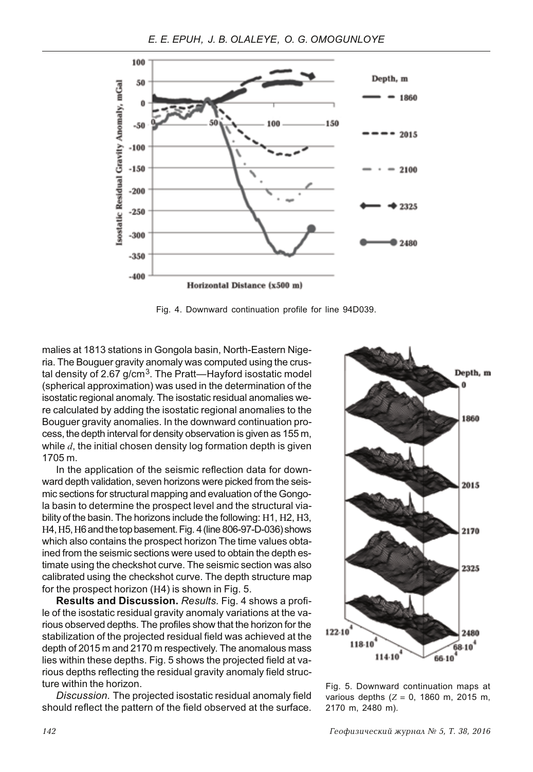Fig. 4. Downward continuation profile for line 94D039.

malies at 1813 stations in Gongola basin, North-Eastern Nigeria. The Bouguer gravity anomaly was computed using the crustal density of 2.67 g/cm$^3$. The Pratt—Hayford isostatic model (spherical approximation) was used in the determination of the isostatic regional anomaly. The isostatic residual anomalies were calculated by adding the isostatic regional anomalies to the Bouguer gravity anomalies. In the downward continuation process, the depth interval for density observation is given as 155 m, while $d$, the initial chosen density log formation depth is given 1705 m.

In the application of the seismic reflection data for downward depth validation, seven horizons were picked from the seismic sections for structural mapping and evaluation of the Gongola basin to determine the prospect level and the structural viability of the basin. The horizons include the following: H1, H2, H3, H4, H5, H6 and the top basement. Fig. 4 (line 806-97-D-036) shows which also contains the prospect horizon The time values obtained from the seismic sections were used to obtain the depth estimate using the checkshot curve. The seismic section was also calibrated using the checkshot curve. The depth structure map for the prospect horizon (H4) is shown in Fig. 5.

**Results and Discussion.** *Results.* Fig. 4 shows a profile of the isostatic residual gravity anomaly variations at the various observed depths. The profiles show that the horizon for the stabilization of the projected residual field was achieved at the depth of 2015 m and 2170 m respectively. The anomalous mass lies within these depths. Fig. 5 shows the projected field at various depths reflecting the residual gravity anomaly field structure within the horizon.

*Discussion.* The projected isostatic residual anomaly field should reflect the pattern of the field observed at the surface.

Fig. 5. Downward continuation maps at various depths ($Z$ = 0, 1860 m, 2015 m, 2170 m, 2480 m).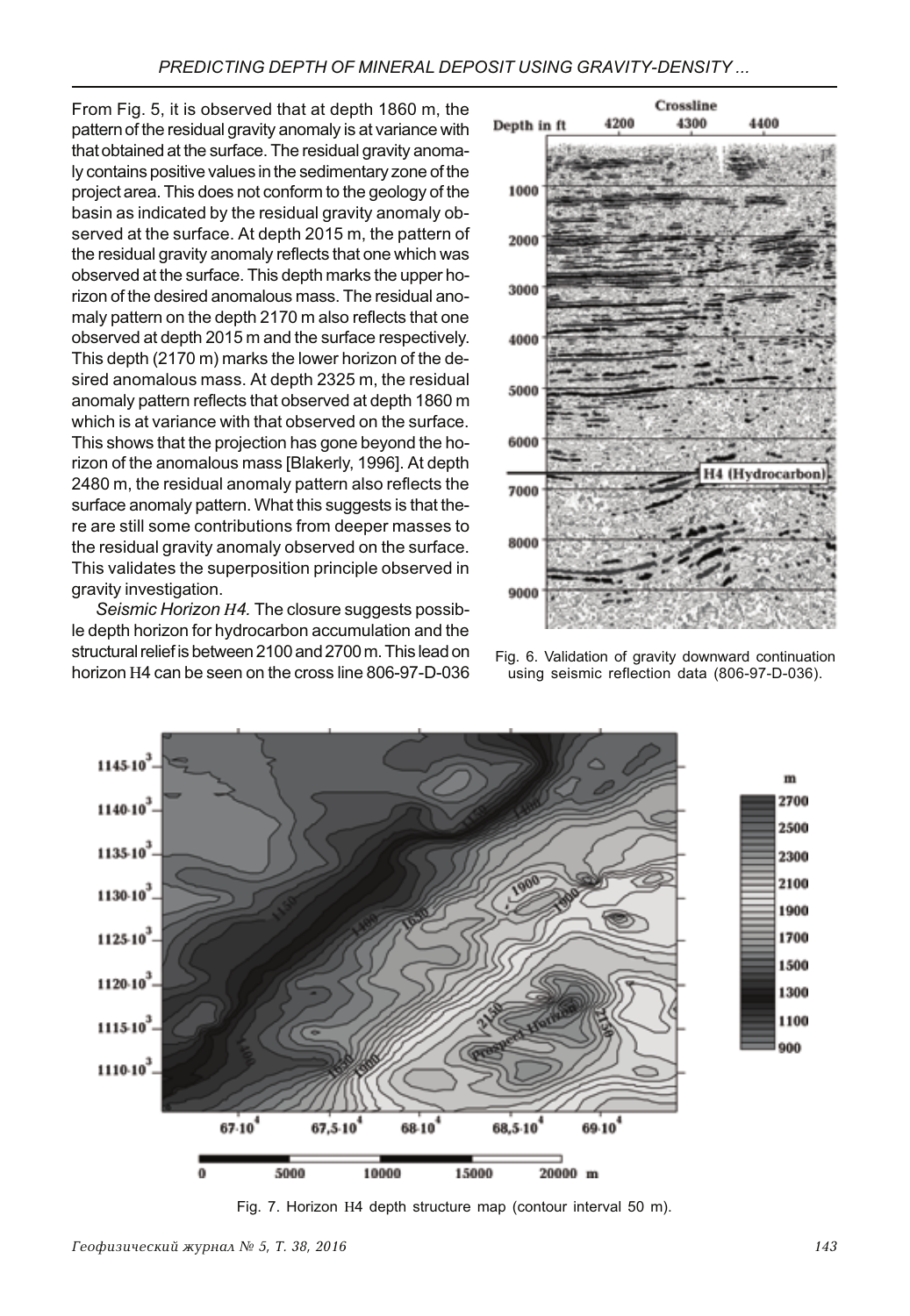From Fig. 5, it is observed that at depth 1860 m, the pattern of the residual gravity anomaly is at variance with that obtained at the surface. The residual gravity anomaly contains positive values in the sedimentary zone of the project area. This does not conform to the geology of the basin as indicated by the residual gravity anomaly observed at the surface. At depth 2015 m, the pattern of the residual gravity anomaly reflects that one which was observed at the surface. This depth marks the upper horizon of the desired anomalous mass. The residual anomaly pattern on the depth 2170 m also reflects that one observed at depth 2015 m and the surface respectively. This depth (2170 m) marks the lower horizon of the desired anomalous mass. At depth 2325 m, the residual anomaly pattern reflects that observed at depth 1860 m which is at variance with that observed on the surface. This shows that the projection has gone beyond the horizon of the anomalous mass [Blakerly, 1996]. At depth 2480 m, the residual anomaly pattern also reflects the surface anomaly pattern. What this suggests is that there are still some contributions from deeper masses to the residual gravity anomaly observed on the surface. This validates the superposition principle observed in gravity investigation.

*Seismic Horizon H4.* The closure suggests possible depth horizon for hydrocarbon accumulation and the structural relief is between 2100 and 2700 m. This lead on horizon H4 can be seen on the cross line 806-97-D-036

Fig. 6. Validation of gravity downward continuation using seismic reflection data (806-97-D-036).

Fig. 7. Horizon H4 depth structure map (contour interval 50 m).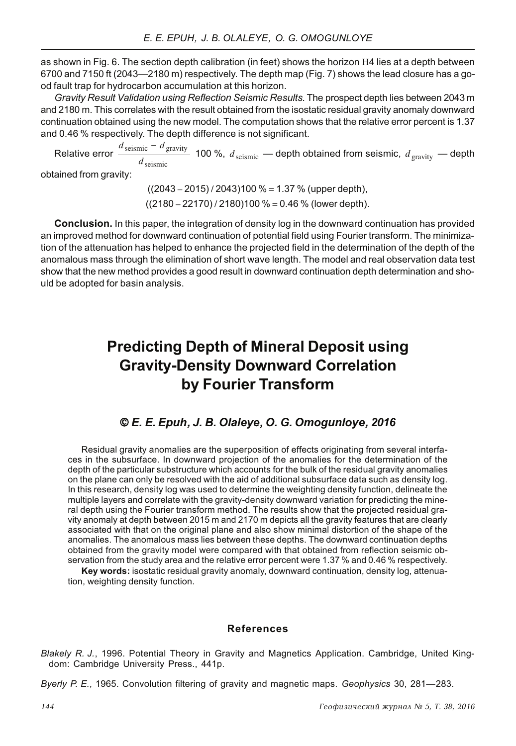as shown in Fig. 6. The section depth calibration (in feet) shows the horizon H4 lies at a depth between 6700 and 7150 ft (2043—2180 m) respectively. The depth map (Fig. 7) shows the lead closure has a good fault trap for hydrocarbon accumulation at this horizon.

*Gravity Result Validation using Reflection Seismic Results.* The prospect depth lies between 2043 m and 2180 m. This correlates with the result obtained from the isostatic residual gravity anomaly downward continuation obtained using the new model. The computation shows that the relative error percent is 1.37 and 0.46 % respectively. The depth difference is not significant.

Relative error $\frac{d_{\text{seismic}} - d_{\text{gravity}}}{d_{\text{seismic}}}$ 100 %, $d_{\text{seismic}}$ — depth obtained from seismic, $d_{\text{gravity}}$ — depth obtained from gravity:

$$((2043 - 2015) / 2043)100\ \% = 1.37\ \%\ \text{(upper depth)},$$

$$((2180 - 22170) / 2180)100\ \% = 0.46\ \%\ \text{(lower depth)}.$$

**Conclusion.** In this paper, the integration of density log in the downward continuation has provided an improved method for downward continuation of potential field using Fourier transform. The minimization of the attenuation has helped to enhance the projected field in the determination of the depth of the anomalous mass through the elimination of short wave length. The model and real observation data test show that the new method provides a good result in downward continuation depth determination and should be adopted for basin analysis.

# Predicting Depth of Mineral Deposit using Gravity-Density Downward Correlation by Fourier Transform

### *© E. E. Epuh, J. B. Olaleye, O. G. Omogunloye, 2016*

Residual gravity anomalies are the superposition of effects originating from several interfaces in the subsurface. In downward projection of the anomalies for the determination of the depth of the particular substructure which accounts for the bulk of the residual gravity anomalies on the plane can only be resolved with the aid of additional subsurface data such as density log. In this research, density log was used to determine the weighting density function, delineate the multiple layers and correlate with the gravity-density downward variation for predicting the mineral depth using the Fourier transform method. The results show that the projected residual gravity anomaly at depth between 2015 m and 2170 m depicts all the gravity features that are clearly associated with that on the original plane and also show minimal distortion of the shape of the anomalies. The anomalous mass lies between these depths. The downward continuation depths obtained from the gravity model were compared with that obtained from reflection seismic observation from the study area and the relative error percent were 1.37 % and 0.46 % respectively.

**Key words:** isostatic residual gravity anomaly, downward continuation, density log, attenuation, weighting density function.

### References

*Blakely R. J.*, 1996. Potential Theory in Gravity and Magnetics Application. Cambridge, United Kingdom: Cambridge University Press., 441p.

*Byerly P. E.*, 1965. Convolution filtering of gravity and magnetic maps. *Geophysics* 30, 281—283.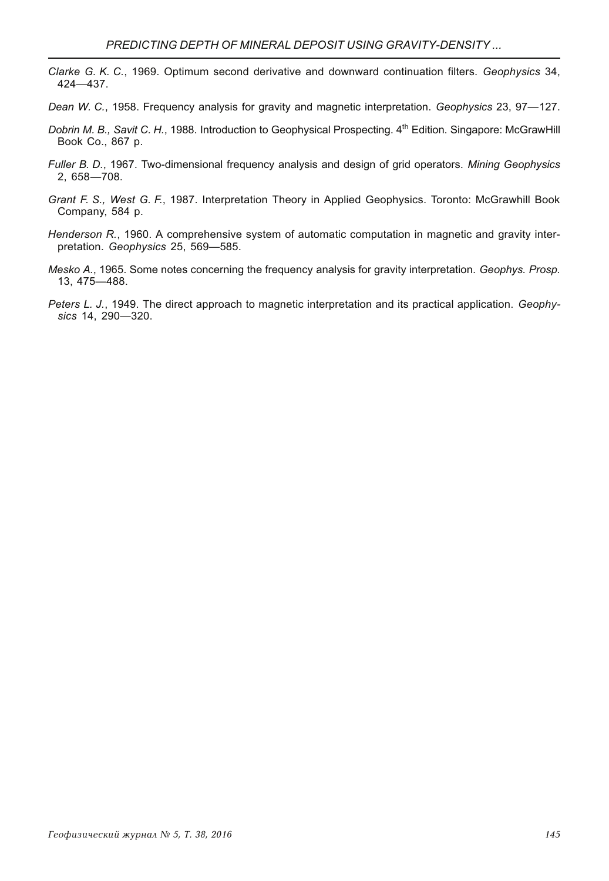*Clarke G. K. C.*, 1969. Optimum second derivative and downward continuation filters. *Geophysics* 34, 424—437.

*Dean W. C.*, 1958. Frequency analysis for gravity and magnetic interpretation. *Geophysics* 23, 97—127.

*Dobrin M. B., Savit C. H.*, 1988. Introduction to Geophysical Prospecting. 4th Edition. Singapore: McGrawHill Book Co., 867 p.

*Fuller B. D.*, 1967. Two-dimensional frequency analysis and design of grid operators. *Mining Geophysics* 2, 658—708.

*Grant F. S., West G. F.*, 1987. Interpretation Theory in Applied Geophysics. Toronto: McGrawhill Book Company, 584 p.

*Henderson R.*, 1960. A comprehensive system of automatic computation in magnetic and gravity interpretation. *Geophysics* 25, 569—585.

*Mesko A.*, 1965. Some notes concerning the frequency analysis for gravity interpretation. *Geophys. Prosp.* 13, 475—488.

*Peters L. J.*, 1949. The direct approach to magnetic interpretation and its practical application. *Geophysics* 14, 290—320.